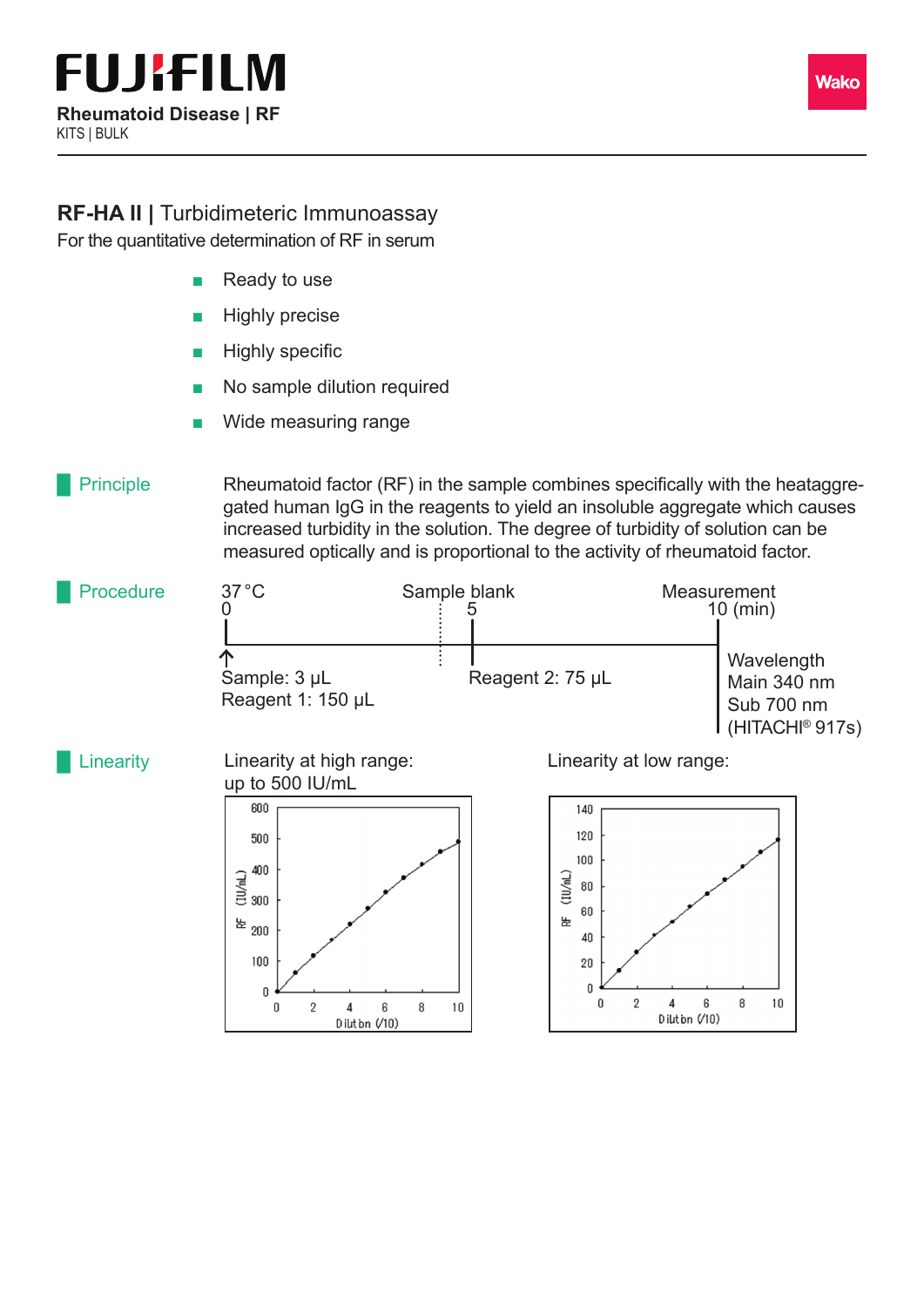FUJIFILM

**Rheumatoid Disease | RF**
KITS | BULK

Wako

## RF-HA II | Turbidimeteric Immunoassay

For the quantitative determination of RF in serum

- Ready to use
- Highly precise
- Highly specific
- No sample dilution required
- Wide measuring range

### Principle

Rheumatoid factor (RF) in the sample combines specifically with the heataggregated human IgG in the reagents to yield an insoluble aggregate which causes increased turbidity in the solution. The degree of turbidity of solution can be measured optically and is proportional to the activity of rheumatoid factor.

### Procedure

37 °C

0 — Sample: 3 μL, Reagent 1: 150 μL

5 — Sample blank; Reagent 2: 75 μL

10 (min) — Measurement

Wavelength
Main 340 nm
Sub 700 nm
(HITACHI® 917s)

### Linearity

Linearity at high range:
up to 500 IU/mL

Linearity at low range: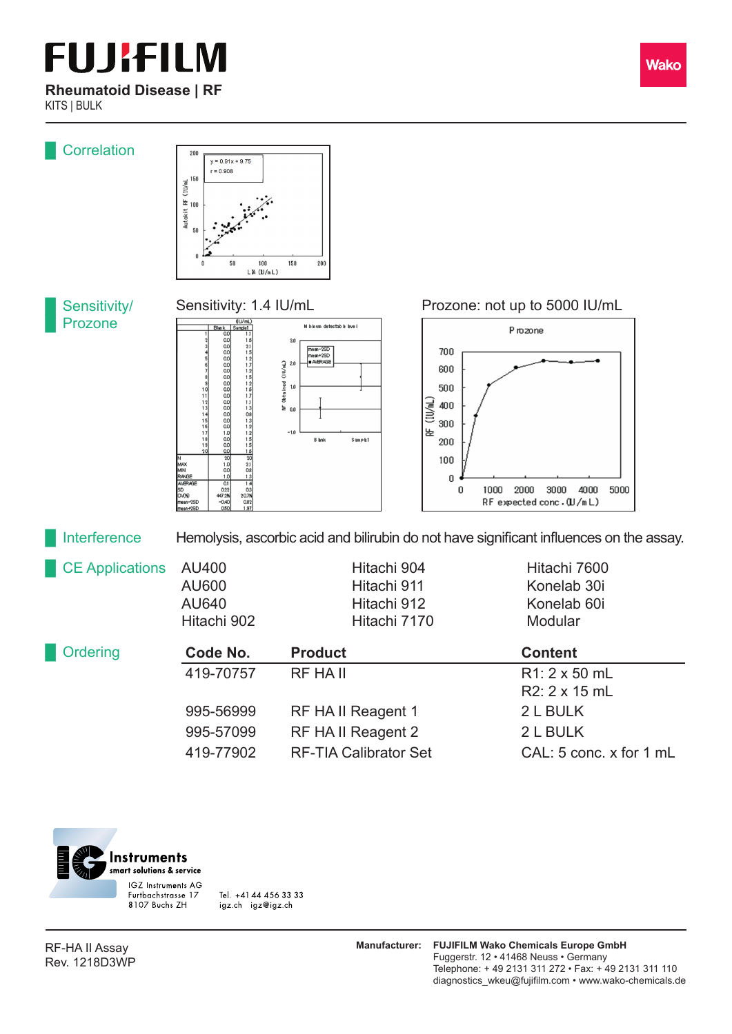# FUJIFILM

**Rheumatoid Disease | RF**
KITS | BULK

Wako

## Correlation

y = 0.91x + 9.75
r = 0.908
Autokit RF (IU/mL)
LIA (IU/mL)
0 50 100 150 200

## Sensitivity/ Prozone

Sensitivity: 1.4 IU/mL

Prozone: not up to 5000 IU/mL

| | Blank | Sample1 |
|---|---|---|
| 1 | 0.0 | 1.1 |
| 2 | 0.0 | 1.6 |
| 3 | 0.0 | 2.1 |
| 4 | 0.0 | 1.5 |
| 5 | 0.0 | 1.2 |
| 6 | 0.0 | 1.7 |
| 7 | 0.0 | 1.2 |
| 8 | 0.0 | 1.5 |
| 9 | 0.0 | 1.2 |
| 10 | 0.0 | 1.6 |
| 11 | 0.0 | 1.7 |
| 12 | 0.0 | 1.1 |
| 13 | 0.0 | 1.3 |
| 14 | 0.0 | 0.8 |
| 15 | 0.0 | 1.3 |
| 16 | 0.0 | 1.2 |
| 17 | 1.0 | 1.2 |
| 18 | 0.0 | 1.5 |
| 19 | 0.0 | 1.5 |
| 20 | 0.0 | 1.6 |
| N | 20 | 20 |
| MAX | 1.0 | 2.1 |
| MIN | 0.0 | 0.8 |
| RANGE | 1.0 | 1.3 |
| AVERAGE | 0.1 | 1.4 |
| SD | 0.22 | 0.3 |
| CV(%) | 447.2% | 20.7% |
| mean-2SD | -0.40 | 0.82 |
| mean+2SD | 0.50 | 1.97 |

(IU/mL)

Minimum detectable level
RF Obtained (IU/mL)
mean-2SD
mean+2SD
AVERAGE
Blank
Sample1

Prozone
RF (IU/mL)
RF expected conc. (IU/mL)
0 1000 2000 3000 4000 5000

## Interference

Hemolysis, ascorbic acid and bilirubin do not have significant influences on the assay.

## CE Applications

| | | |
|---|---|---|
| AU400 | Hitachi 904 | Hitachi 7600 |
| AU600 | Hitachi 911 | Konelab 30i |
| AU640 | Hitachi 912 | Konelab 60i |
| Hitachi 902 | Hitachi 7170 | Modular |

## Ordering

| Code No. | Product | Content |
|---|---|---|
| 419-70757 | RF HA II | R1: 2 x 50 mL<br>R2: 2 x 15 mL |
| 995-56999 | RF HA II Reagent 1 | 2 L BULK |
| 995-57099 | RF HA II Reagent 2 | 2 L BULK |
| 419-77902 | RF-TIA Calibrator Set | CAL: 5 conc. x for 1 mL |

**Instruments** smart solutions & service
IGZ Instruments AG
Furtbachstrasse 17
8107 Buchs ZH

Tel. +41 44 456 33 33
igz.ch igz@igz.ch

RF-HA II Assay
Rev. 1218D3WP

**Manufacturer:** **FUJIFILM Wako Chemicals Europe GmbH**
Fuggerstr. 12 • 41468 Neuss • Germany
Telephone: + 49 2131 311 272 • Fax: + 49 2131 311 110
diagnostics_wkeu@fujifilm.com • www.wako-chemicals.de